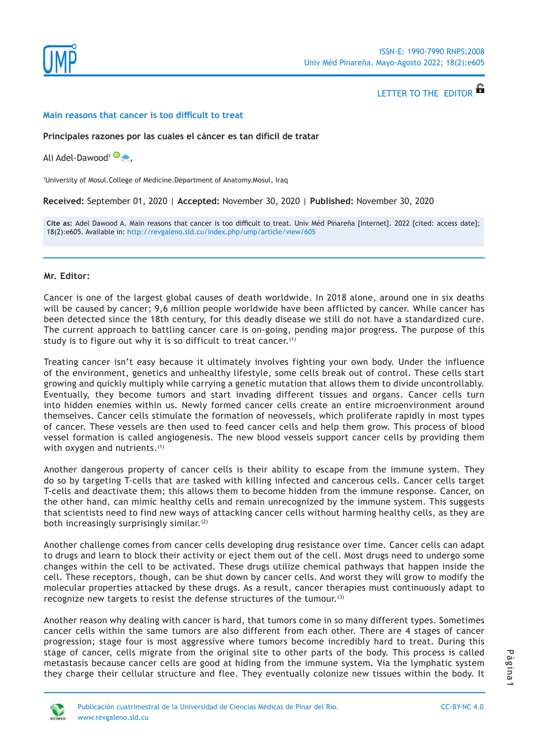LETTER TO THE EDITOR

# Main reasons that cancer is too difficult to treat

**Principales razones por las cuales el cáncer es tan difícil de tratar**

Ali Adel-Dawood[1],

[1]University of Mosul.College of Medicine.Department of Anatomy.Mosul, Iraq

**Received:** September 01, 2020 | **Accepted:** November 30, 2020 | **Published:** November 30, 2020

**Cite as:** Adel Dawood A. Main reasons that cancer is too difficult to treat. Univ Méd Pinareña [Internet]. 2022 [cited: access date]; 18(2):e605. Available in: http://revgaleno.sld.cu/index.php/ump/article/view/605

---

**Mr. Editor:**

Cancer is one of the largest global causes of death worldwide. In 2018 alone, around one in six deaths will be caused by cancer; 9,6 million people worldwide have been afflicted by cancer. While cancer has been detected since the 18th century, for this deadly disease we still do not have a standardized cure. The current approach to battling cancer care is on-going, pending major progress. The purpose of this study is to figure out why it is so difficult to treat cancer.[1]

Treating cancer isn't easy because it ultimately involves fighting your own body. Under the influence of the environment, genetics and unhealthy lifestyle, some cells break out of control. These cells start growing and quickly multiply while carrying a genetic mutation that allows them to divide uncontrollably. Eventually, they become tumors and start invading different tissues and organs. Cancer cells turn into hidden enemies within us. Newly formed cancer cells create an entire microenvironment around themselves. Cancer cells stimulate the formation of neovessels, which proliferate rapidly in most types of cancer. These vessels are then used to feed cancer cells and help them grow. This process of blood vessel formation is called angiogenesis. The new blood vessels support cancer cells by providing them with oxygen and nutrients.[1]

Another dangerous property of cancer cells is their ability to escape from the immune system. They do so by targeting T-cells that are tasked with killing infected and cancerous cells. Cancer cells target T-cells and deactivate them; this allows them to become hidden from the immune response. Cancer, on the other hand, can mimic healthy cells and remain unrecognized by the immune system. This suggests that scientists need to find new ways of attacking cancer cells without harming healthy cells, as they are both increasingly surprisingly similar.[2]

Another challenge comes from cancer cells developing drug resistance over time. Cancer cells can adapt to drugs and learn to block their activity or eject them out of the cell. Most drugs need to undergo some changes within the cell to be activated. These drugs utilize chemical pathways that happen inside the cell. These receptors, though, can be shut down by cancer cells. And worst they will grow to modify the molecular properties attacked by these drugs. As a result, cancer therapies must continuously adapt to recognize new targets to resist the defense structures of the tumour.[3]

Another reason why dealing with cancer is hard, that tumors come in so many different types. Sometimes cancer cells within the same tumors are also different from each other. There are 4 stages of cancer progression; stage four is most aggressive where tumors become incredibly hard to treat. During this stage of cancer, cells migrate from the original site to other parts of the body. This process is called metastasis because cancer cells are good at hiding from the immune system. Via the lymphatic system they charge their cellular structure and flee. They eventually colonize new tissues within the body. It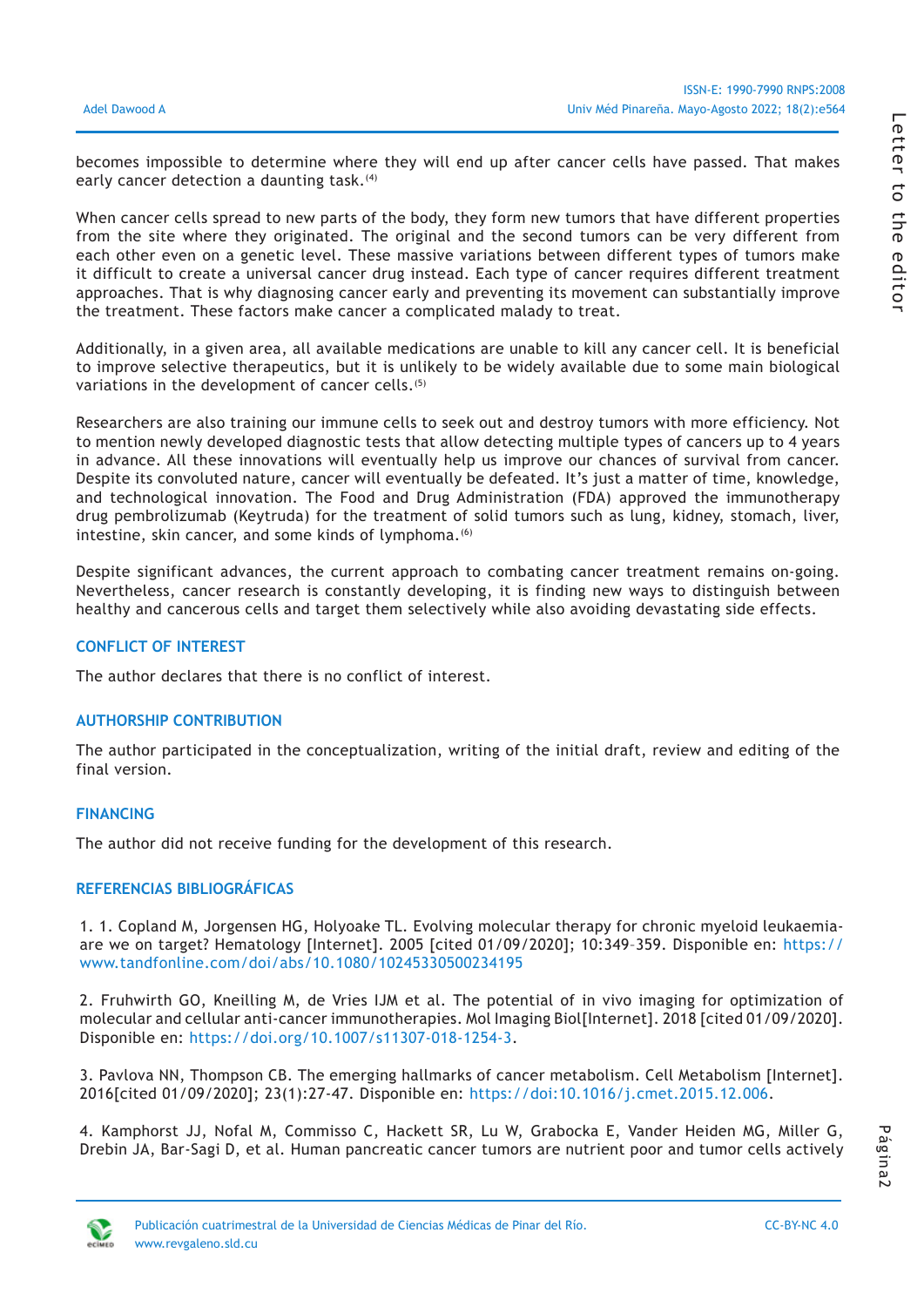becomes impossible to determine where they will end up after cancer cells have passed. That makes early cancer detection a daunting task.[4]

When cancer cells spread to new parts of the body, they form new tumors that have different properties from the site where they originated. The original and the second tumors can be very different from each other even on a genetic level. These massive variations between different types of tumors make it difficult to create a universal cancer drug instead. Each type of cancer requires different treatment approaches. That is why diagnosing cancer early and preventing its movement can substantially improve the treatment. These factors make cancer a complicated malady to treat.

Additionally, in a given area, all available medications are unable to kill any cancer cell. It is beneficial to improve selective therapeutics, but it is unlikely to be widely available due to some main biological variations in the development of cancer cells.[5]

Researchers are also training our immune cells to seek out and destroy tumors with more efficiency. Not to mention newly developed diagnostic tests that allow detecting multiple types of cancers up to 4 years in advance. All these innovations will eventually help us improve our chances of survival from cancer. Despite its convoluted nature, cancer will eventually be defeated. It's just a matter of time, knowledge, and technological innovation. The Food and Drug Administration (FDA) approved the immunotherapy drug pembrolizumab (Keytruda) for the treatment of solid tumors such as lung, kidney, stomach, liver, intestine, skin cancer, and some kinds of lymphoma.[6]

Despite significant advances, the current approach to combating cancer treatment remains on-going. Nevertheless, cancer research is constantly developing, it is finding new ways to distinguish between healthy and cancerous cells and target them selectively while also avoiding devastating side effects.

## CONFLICT OF INTEREST

The author declares that there is no conflict of interest.

## AUTHORSHIP CONTRIBUTION

The author participated in the conceptualization, writing of the initial draft, review and editing of the final version.

## FINANCING

The author did not receive funding for the development of this research.

## REFERENCIAS BIBLIOGRÁFICAS

1. 1. Copland M, Jorgensen HG, Holyoake TL. Evolving molecular therapy for chronic myeloid leukaemia-are we on target? Hematology [Internet]. 2005 [cited 01/09/2020]; 10:349–359. Disponible en: https://www.tandfonline.com/doi/abs/10.1080/10245330500234195

2. Fruhwirth GO, Kneilling M, de Vries IJM et al. The potential of in vivo imaging for optimization of molecular and cellular anti-cancer immunotherapies. Mol Imaging Biol[Internet]. 2018 [cited 01/09/2020]. Disponible en: https://doi.org/10.1007/s11307-018-1254-3.

3. Pavlova NN, Thompson CB. The emerging hallmarks of cancer metabolism. Cell Metabolism [Internet]. 2016[cited 01/09/2020]; 23(1):27-47. Disponible en: https://doi:10.1016/j.cmet.2015.12.006.

4. Kamphorst JJ, Nofal M, Commisso C, Hackett SR, Lu W, Grabocka E, Vander Heiden MG, Miller G, Drebin JA, Bar-Sagi D, et al. Human pancreatic cancer tumors are nutrient poor and tumor cells actively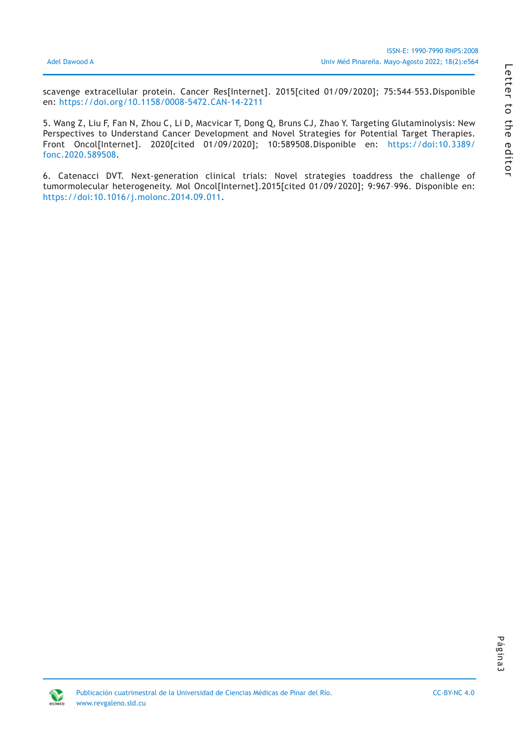scavenge extracellular protein. Cancer Res[Internet]. 2015[cited 01/09/2020]; 75:544–553.Disponible en: https://doi.org/10.1158/0008-5472.CAN-14-2211

5. Wang Z, Liu F, Fan N, Zhou C, Li D, Macvicar T, Dong Q, Bruns CJ, Zhao Y. Targeting Glutaminolysis: New Perspectives to Understand Cancer Development and Novel Strategies for Potential Target Therapies. Front Oncol[Internet]. 2020[cited 01/09/2020]; 10:589508.Disponible en: https://doi:10.3389/fonc.2020.589508.

6. Catenacci DVT. Next-generation clinical trials: Novel strategies toaddress the challenge of tumormolecular heterogeneity. Mol Oncol[Internet].2015[cited 01/09/2020]; 9:967–996. Disponible en: https://doi:10.1016/j.molonc.2014.09.011.